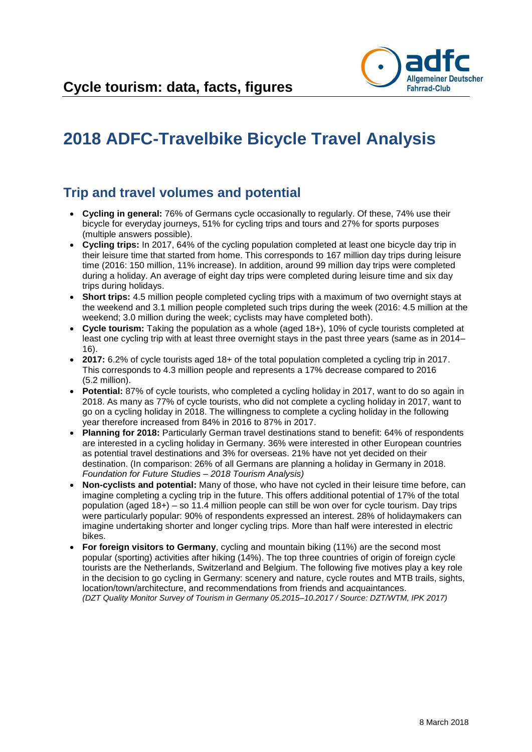# Cycle tourism: data, facts, figures

# 2018 ADFC-Travelbike Bicycle Travel Analysis

## Trip and travel volumes and potential

- **Cycling in general:** 76% of Germans cycle occasionally to regularly. Of these, 74% use their bicycle for everyday journeys, 51% for cycling trips and tours and 27% for sports purposes (multiple answers possible).
- **Cycling trips:** In 2017, 64% of the cycling population completed at least one bicycle day trip in their leisure time that started from home. This corresponds to 167 million day trips during leisure time (2016: 150 million, 11% increase). In addition, around 99 million day trips were completed during a holiday. An average of eight day trips were completed during leisure time and six day trips during holidays.
- **Short trips:** 4.5 million people completed cycling trips with a maximum of two overnight stays at the weekend and 3.1 million people completed such trips during the week (2016: 4.5 million at the weekend; 3.0 million during the week; cyclists may have completed both).
- **Cycle tourism:** Taking the population as a whole (aged 18+), 10% of cycle tourists completed at least one cycling trip with at least three overnight stays in the past three years (same as in 2014–16).
- **2017:** 6.2% of cycle tourists aged 18+ of the total population completed a cycling trip in 2017. This corresponds to 4.3 million people and represents a 17% decrease compared to 2016 (5.2 million).
- **Potential:** 87% of cycle tourists, who completed a cycling holiday in 2017, want to do so again in 2018. As many as 77% of cycle tourists, who did not complete a cycling holiday in 2017, want to go on a cycling holiday in 2018. The willingness to complete a cycling holiday in the following year therefore increased from 84% in 2016 to 87% in 2017.
- **Planning for 2018:** Particularly German travel destinations stand to benefit: 64% of respondents are interested in a cycling holiday in Germany. 36% were interested in other European countries as potential travel destinations and 3% for overseas. 21% have not yet decided on their destination. (In comparison: 26% of all Germans are planning a holiday in Germany in 2018. *Foundation for Future Studies – 2018 Tourism Analysis)*
- **Non-cyclists and potential:** Many of those, who have not cycled in their leisure time before, can imagine completing a cycling trip in the future. This offers additional potential of 17% of the total population (aged 18+) – so 11.4 million people can still be won over for cycle tourism. Day trips were particularly popular: 90% of respondents expressed an interest. 28% of holidaymakers can imagine undertaking shorter and longer cycling trips. More than half were interested in electric bikes.
- **For foreign visitors to Germany**, cycling and mountain biking (11%) are the second most popular (sporting) activities after hiking (14%). The top three countries of origin of foreign cycle tourists are the Netherlands, Switzerland and Belgium. The following five motives play a key role in the decision to go cycling in Germany: scenery and nature, cycle routes and MTB trails, sights, location/town/architecture, and recommendations from friends and acquaintances.
  *(DZT Quality Monitor Survey of Tourism in Germany 05.2015–10.2017 / Source: DZT/WTM, IPK 2017)*

8 March 2018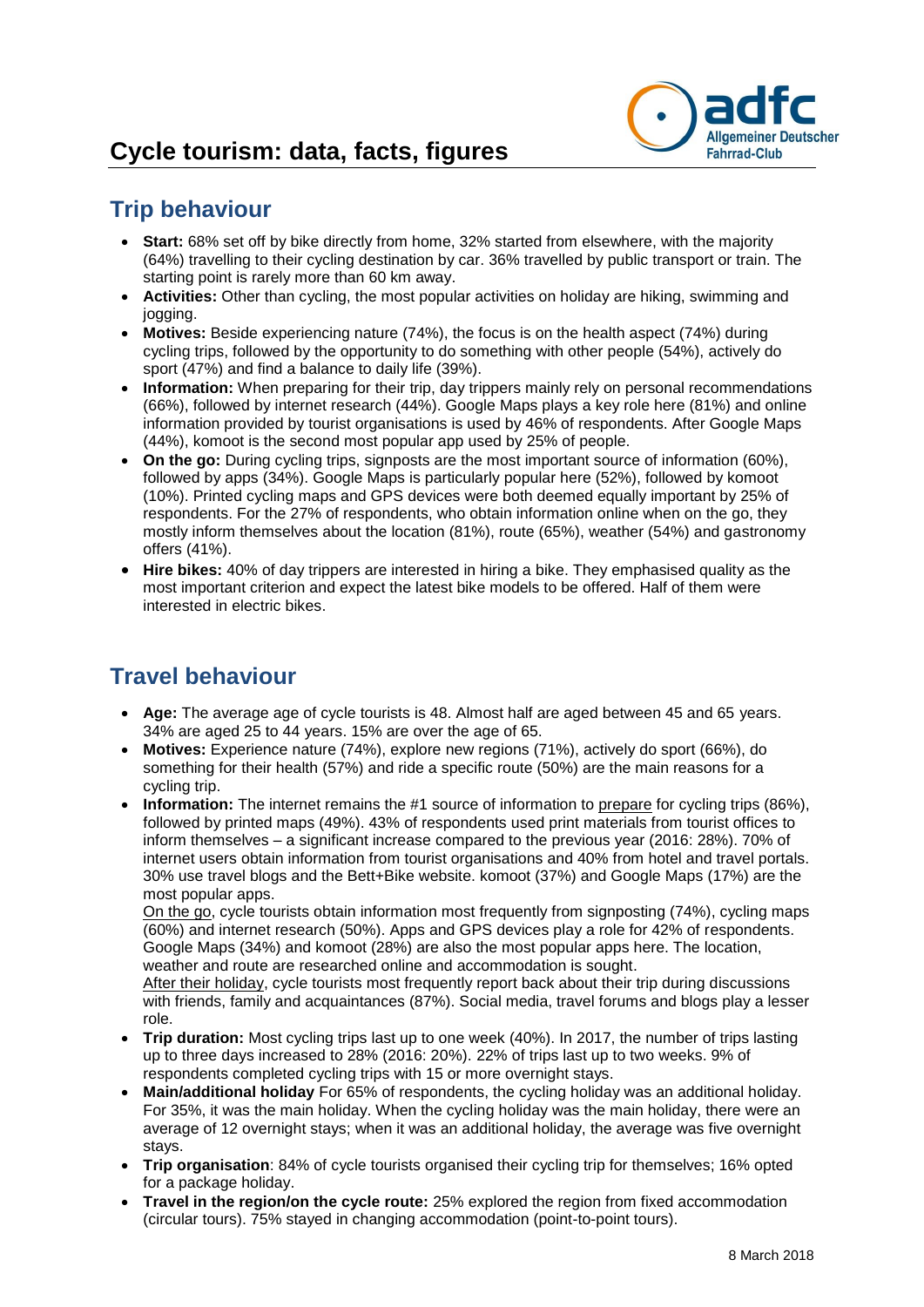# Cycle tourism: data, facts, figures

## Trip behaviour

- **Start:** 68% set off by bike directly from home, 32% started from elsewhere, with the majority (64%) travelling to their cycling destination by car. 36% travelled by public transport or train. The starting point is rarely more than 60 km away.
- **Activities:** Other than cycling, the most popular activities on holiday are hiking, swimming and jogging.
- **Motives:** Beside experiencing nature (74%), the focus is on the health aspect (74%) during cycling trips, followed by the opportunity to do something with other people (54%), actively do sport (47%) and find a balance to daily life (39%).
- **Information:** When preparing for their trip, day trippers mainly rely on personal recommendations (66%), followed by internet research (44%). Google Maps plays a key role here (81%) and online information provided by tourist organisations is used by 46% of respondents. After Google Maps (44%), komoot is the second most popular app used by 25% of people.
- **On the go:** During cycling trips, signposts are the most important source of information (60%), followed by apps (34%). Google Maps is particularly popular here (52%), followed by komoot (10%). Printed cycling maps and GPS devices were both deemed equally important by 25% of respondents. For the 27% of respondents, who obtain information online when on the go, they mostly inform themselves about the location (81%), route (65%), weather (54%) and gastronomy offers (41%).
- **Hire bikes:** 40% of day trippers are interested in hiring a bike. They emphasised quality as the most important criterion and expect the latest bike models to be offered. Half of them were interested in electric bikes.

## Travel behaviour

- **Age:** The average age of cycle tourists is 48. Almost half are aged between 45 and 65 years. 34% are aged 25 to 44 years. 15% are over the age of 65.
- **Motives:** Experience nature (74%), explore new regions (71%), actively do sport (66%), do something for their health (57%) and ride a specific route (50%) are the main reasons for a cycling trip.
- **Information:** The internet remains the #1 source of information to prepare for cycling trips (86%), followed by printed maps (49%). 43% of respondents used print materials from tourist offices to inform themselves – a significant increase compared to the previous year (2016: 28%). 70% of internet users obtain information from tourist organisations and 40% from hotel and travel portals. 30% use travel blogs and the Bett+Bike website. komoot (37%) and Google Maps (17%) are the most popular apps.

  On the go, cycle tourists obtain information most frequently from signposting (74%), cycling maps (60%) and internet research (50%). Apps and GPS devices play a role for 42% of respondents. Google Maps (34%) and komoot (28%) are also the most popular apps here. The location, weather and route are researched online and accommodation is sought.

  After their holiday, cycle tourists most frequently report back about their trip during discussions with friends, family and acquaintances (87%). Social media, travel forums and blogs play a lesser role.
- **Trip duration:** Most cycling trips last up to one week (40%). In 2017, the number of trips lasting up to three days increased to 28% (2016: 20%). 22% of trips last up to two weeks. 9% of respondents completed cycling trips with 15 or more overnight stays.
- **Main/additional holiday** For 65% of respondents, the cycling holiday was an additional holiday. For 35%, it was the main holiday. When the cycling holiday was the main holiday, there were an average of 12 overnight stays; when it was an additional holiday, the average was five overnight stays.
- **Trip organisation**: 84% of cycle tourists organised their cycling trip for themselves; 16% opted for a package holiday.
- **Travel in the region/on the cycle route:** 25% explored the region from fixed accommodation (circular tours). 75% stayed in changing accommodation (point-to-point tours).

8 March 2018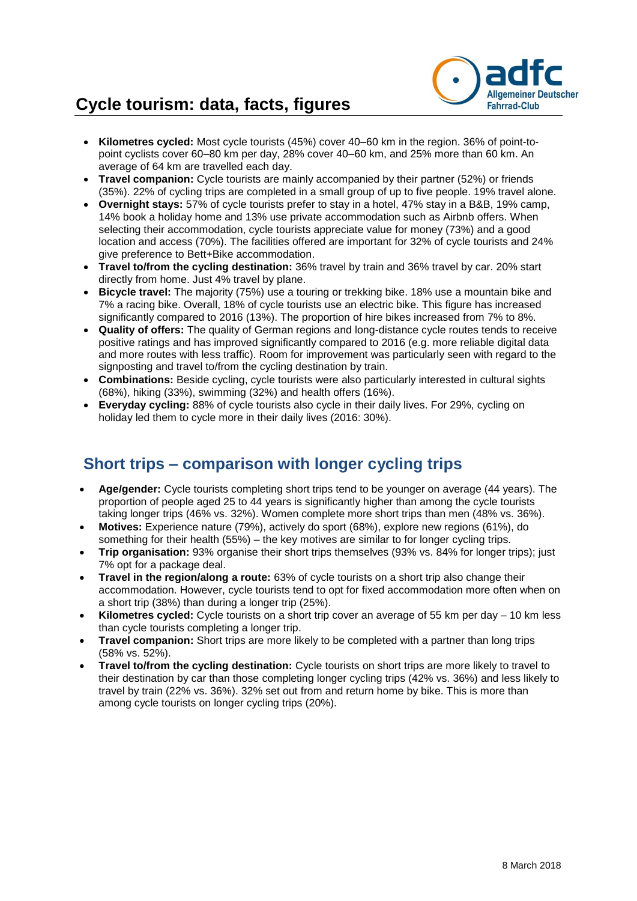# Cycle tourism: data, facts, figures

- **Kilometres cycled:** Most cycle tourists (45%) cover 40–60 km in the region. 36% of point-to-point cyclists cover 60–80 km per day, 28% cover 40–60 km, and 25% more than 60 km. An average of 64 km are travelled each day.
- **Travel companion:** Cycle tourists are mainly accompanied by their partner (52%) or friends (35%). 22% of cycling trips are completed in a small group of up to five people. 19% travel alone.
- **Overnight stays:** 57% of cycle tourists prefer to stay in a hotel, 47% stay in a B&B, 19% camp, 14% book a holiday home and 13% use private accommodation such as Airbnb offers. When selecting their accommodation, cycle tourists appreciate value for money (73%) and a good location and access (70%). The facilities offered are important for 32% of cycle tourists and 24% give preference to Bett+Bike accommodation.
- **Travel to/from the cycling destination:** 36% travel by train and 36% travel by car. 20% start directly from home. Just 4% travel by plane.
- **Bicycle travel:** The majority (75%) use a touring or trekking bike. 18% use a mountain bike and 7% a racing bike. Overall, 18% of cycle tourists use an electric bike. This figure has increased significantly compared to 2016 (13%). The proportion of hire bikes increased from 7% to 8%.
- **Quality of offers:** The quality of German regions and long-distance cycle routes tends to receive positive ratings and has improved significantly compared to 2016 (e.g. more reliable digital data and more routes with less traffic). Room for improvement was particularly seen with regard to the signposting and travel to/from the cycling destination by train.
- **Combinations:** Beside cycling, cycle tourists were also particularly interested in cultural sights (68%), hiking (33%), swimming (32%) and health offers (16%).
- **Everyday cycling:** 88% of cycle tourists also cycle in their daily lives. For 29%, cycling on holiday led them to cycle more in their daily lives (2016: 30%).

## Short trips – comparison with longer cycling trips

- **Age/gender:** Cycle tourists completing short trips tend to be younger on average (44 years). The proportion of people aged 25 to 44 years is significantly higher than among the cycle tourists taking longer trips (46% vs. 32%). Women complete more short trips than men (48% vs. 36%).
- **Motives:** Experience nature (79%), actively do sport (68%), explore new regions (61%), do something for their health (55%) – the key motives are similar to for longer cycling trips.
- **Trip organisation:** 93% organise their short trips themselves (93% vs. 84% for longer trips); just 7% opt for a package deal.
- **Travel in the region/along a route:** 63% of cycle tourists on a short trip also change their accommodation. However, cycle tourists tend to opt for fixed accommodation more often when on a short trip (38%) than during a longer trip (25%).
- **Kilometres cycled:** Cycle tourists on a short trip cover an average of 55 km per day – 10 km less than cycle tourists completing a longer trip.
- **Travel companion:** Short trips are more likely to be completed with a partner than long trips (58% vs. 52%).
- **Travel to/from the cycling destination:** Cycle tourists on short trips are more likely to travel to their destination by car than those completing longer cycling trips (42% vs. 36%) and less likely to travel by train (22% vs. 36%). 32% set out from and return home by bike. This is more than among cycle tourists on longer cycling trips (20%).

8 March 2018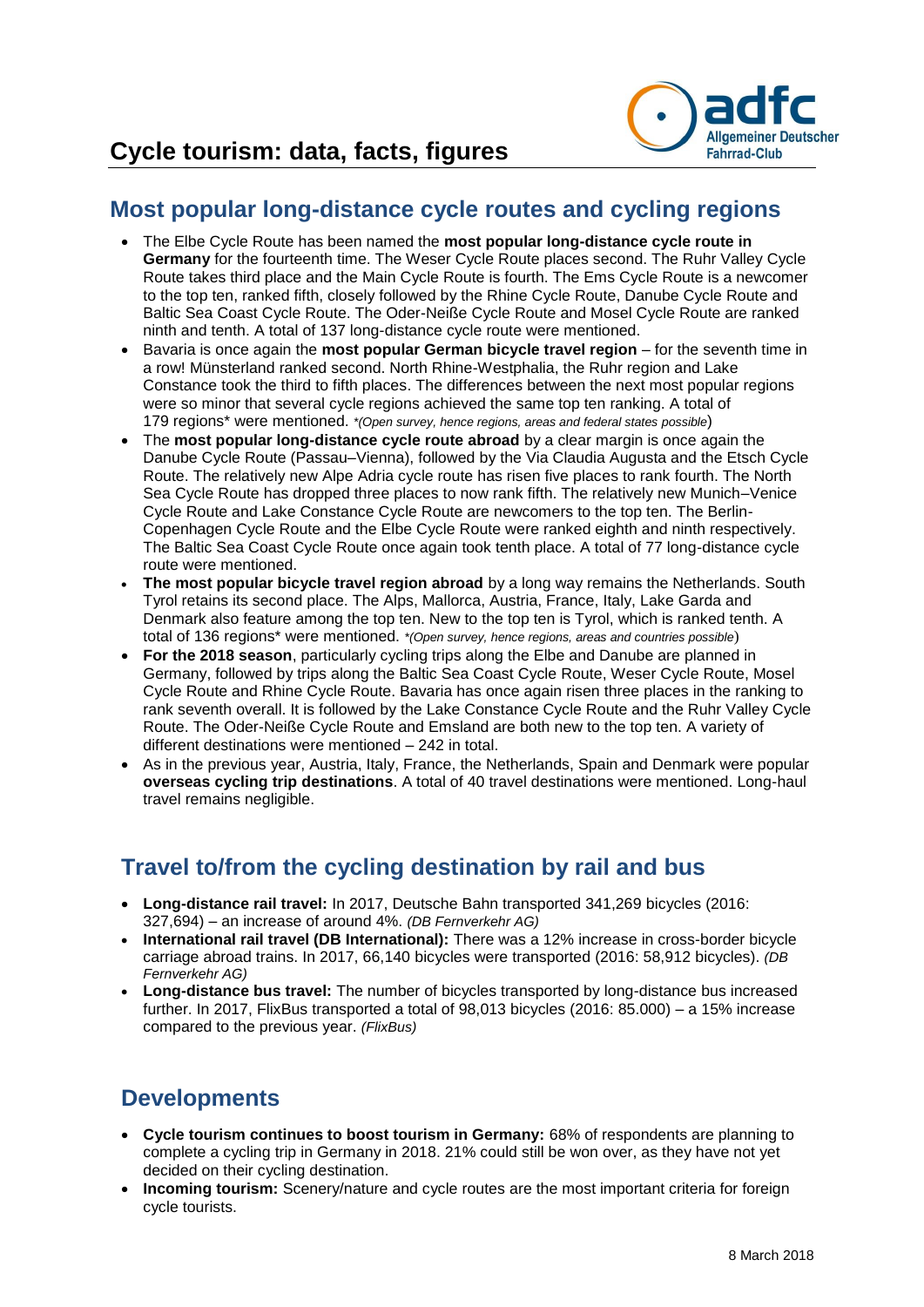# Cycle tourism: data, facts, figures

## Most popular long-distance cycle routes and cycling regions

- The Elbe Cycle Route has been named the **most popular long-distance cycle route in Germany** for the fourteenth time. The Weser Cycle Route places second. The Ruhr Valley Cycle Route takes third place and the Main Cycle Route is fourth. The Ems Cycle Route is a newcomer to the top ten, ranked fifth, closely followed by the Rhine Cycle Route, Danube Cycle Route and Baltic Sea Coast Cycle Route. The Oder-Neiße Cycle Route and Mosel Cycle Route are ranked ninth and tenth. A total of 137 long-distance cycle route were mentioned.
- Bavaria is once again the **most popular German bicycle travel region** – for the seventh time in a row! Münsterland ranked second. North Rhine-Westphalia, the Ruhr region and Lake Constance took the third to fifth places. The differences between the next most popular regions were so minor that several cycle regions achieved the same top ten ranking. A total of 179 regions* were mentioned. *\*(Open survey, hence regions, areas and federal states possible)*
- The **most popular long-distance cycle route abroad** by a clear margin is once again the Danube Cycle Route (Passau–Vienna), followed by the Via Claudia Augusta and the Etsch Cycle Route. The relatively new Alpe Adria cycle route has risen five places to rank fourth. The North Sea Cycle Route has dropped three places to now rank fifth. The relatively new Munich–Venice Cycle Route and Lake Constance Cycle Route are newcomers to the top ten. The Berlin-Copenhagen Cycle Route and the Elbe Cycle Route were ranked eighth and ninth respectively. The Baltic Sea Coast Cycle Route once again took tenth place. A total of 77 long-distance cycle route were mentioned.
- **The most popular bicycle travel region abroad** by a long way remains the Netherlands. South Tyrol retains its second place. The Alps, Mallorca, Austria, France, Italy, Lake Garda and Denmark also feature among the top ten. New to the top ten is Tyrol, which is ranked tenth. A total of 136 regions* were mentioned. *\*(Open survey, hence regions, areas and countries possible)*
- **For the 2018 season**, particularly cycling trips along the Elbe and Danube are planned in Germany, followed by trips along the Baltic Sea Coast Cycle Route, Weser Cycle Route, Mosel Cycle Route and Rhine Cycle Route. Bavaria has once again risen three places in the ranking to rank seventh overall. It is followed by the Lake Constance Cycle Route and the Ruhr Valley Cycle Route. The Oder-Neiße Cycle Route and Emsland are both new to the top ten. A variety of different destinations were mentioned – 242 in total.
- As in the previous year, Austria, Italy, France, the Netherlands, Spain and Denmark were popular **overseas cycling trip destinations**. A total of 40 travel destinations were mentioned. Long-haul travel remains negligible.

## Travel to/from the cycling destination by rail and bus

- **Long-distance rail travel:** In 2017, Deutsche Bahn transported 341,269 bicycles (2016: 327,694) – an increase of around 4%. *(DB Fernverkehr AG)*
- **International rail travel (DB International):** There was a 12% increase in cross-border bicycle carriage abroad trains. In 2017, 66,140 bicycles were transported (2016: 58,912 bicycles). *(DB Fernverkehr AG)*
- **Long-distance bus travel:** The number of bicycles transported by long-distance bus increased further. In 2017, FlixBus transported a total of 98,013 bicycles (2016: 85.000) – a 15% increase compared to the previous year. *(FlixBus)*

## Developments

- **Cycle tourism continues to boost tourism in Germany:** 68% of respondents are planning to complete a cycling trip in Germany in 2018. 21% could still be won over, as they have not yet decided on their cycling destination.
- **Incoming tourism:** Scenery/nature and cycle routes are the most important criteria for foreign cycle tourists.

8 March 2018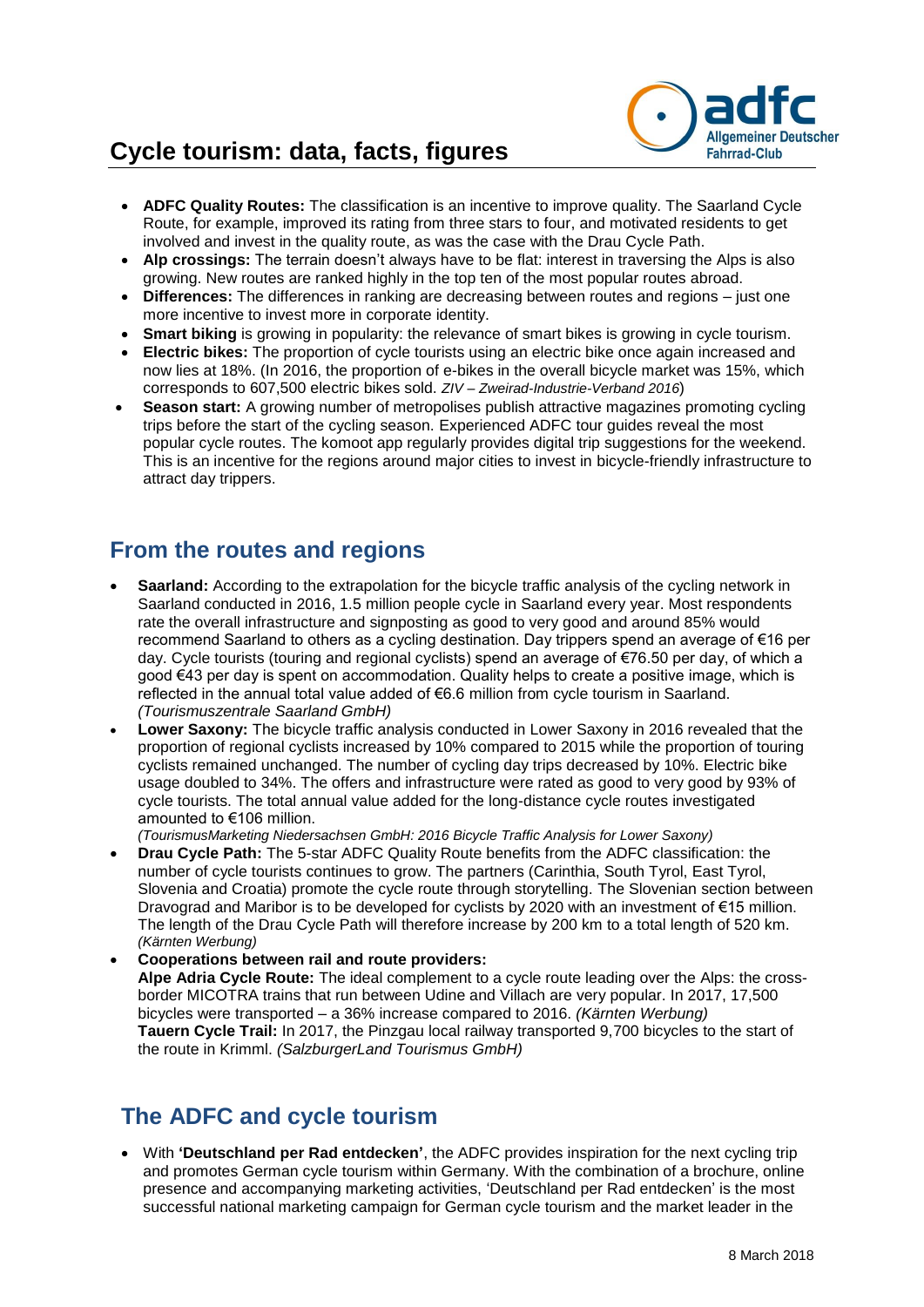- **ADFC Quality Routes:** The classification is an incentive to improve quality. The Saarland Cycle Route, for example, improved its rating from three stars to four, and motivated residents to get involved and invest in the quality route, as was the case with the Drau Cycle Path.
- **Alp crossings:** The terrain doesn't always have to be flat: interest in traversing the Alps is also growing. New routes are ranked highly in the top ten of the most popular routes abroad.
- **Differences:** The differences in ranking are decreasing between routes and regions – just one more incentive to invest more in corporate identity.
- **Smart biking** is growing in popularity: the relevance of smart bikes is growing in cycle tourism.
- **Electric bikes:** The proportion of cycle tourists using an electric bike once again increased and now lies at 18%. (In 2016, the proportion of e-bikes in the overall bicycle market was 15%, which corresponds to 607,500 electric bikes sold. *ZIV – Zweirad-Industrie-Verband 2016*)
- **Season start:** A growing number of metropolises publish attractive magazines promoting cycling trips before the start of the cycling season. Experienced ADFC tour guides reveal the most popular cycle routes. The komoot app regularly provides digital trip suggestions for the weekend. This is an incentive for the regions around major cities to invest in bicycle-friendly infrastructure to attract day trippers.

## From the routes and regions

- **Saarland:** According to the extrapolation for the bicycle traffic analysis of the cycling network in Saarland conducted in 2016, 1.5 million people cycle in Saarland every year. Most respondents rate the overall infrastructure and signposting as good to very good and around 85% would recommend Saarland to others as a cycling destination. Day trippers spend an average of €16 per day. Cycle tourists (touring and regional cyclists) spend an average of €76.50 per day, of which a good €43 per day is spent on accommodation. Quality helps to create a positive image, which is reflected in the annual total value added of €6.6 million from cycle tourism in Saarland. *(Tourismuszentrale Saarland GmbH)*
- **Lower Saxony:** The bicycle traffic analysis conducted in Lower Saxony in 2016 revealed that the proportion of regional cyclists increased by 10% compared to 2015 while the proportion of touring cyclists remained unchanged. The number of cycling day trips decreased by 10%. Electric bike usage doubled to 34%. The offers and infrastructure were rated as good to very good by 93% of cycle tourists. The total annual value added for the long-distance cycle routes investigated amounted to €106 million.
  *(TourismusMarketing Niedersachsen GmbH: 2016 Bicycle Traffic Analysis for Lower Saxony)*
- **Drau Cycle Path:** The 5-star ADFC Quality Route benefits from the ADFC classification: the number of cycle tourists continues to grow. The partners (Carinthia, South Tyrol, East Tyrol, Slovenia and Croatia) promote the cycle route through storytelling. The Slovenian section between Dravograd and Maribor is to be developed for cyclists by 2020 with an investment of €15 million. The length of the Drau Cycle Path will therefore increase by 200 km to a total length of 520 km. *(Kärnten Werbung)*
- **Cooperations between rail and route providers:**
  **Alpe Adria Cycle Route:** The ideal complement to a cycle route leading over the Alps: the cross-border MICOTRA trains that run between Udine and Villach are very popular. In 2017, 17,500 bicycles were transported – a 36% increase compared to 2016. *(Kärnten Werbung)*
  **Tauern Cycle Trail:** In 2017, the Pinzgau local railway transported 9,700 bicycles to the start of the route in Krimml. *(SalzburgerLand Tourismus GmbH)*

## The ADFC and cycle tourism

- With **'Deutschland per Rad entdecken'**, the ADFC provides inspiration for the next cycling trip and promotes German cycle tourism within Germany. With the combination of a brochure, online presence and accompanying marketing activities, 'Deutschland per Rad entdecken' is the most successful national marketing campaign for German cycle tourism and the market leader in the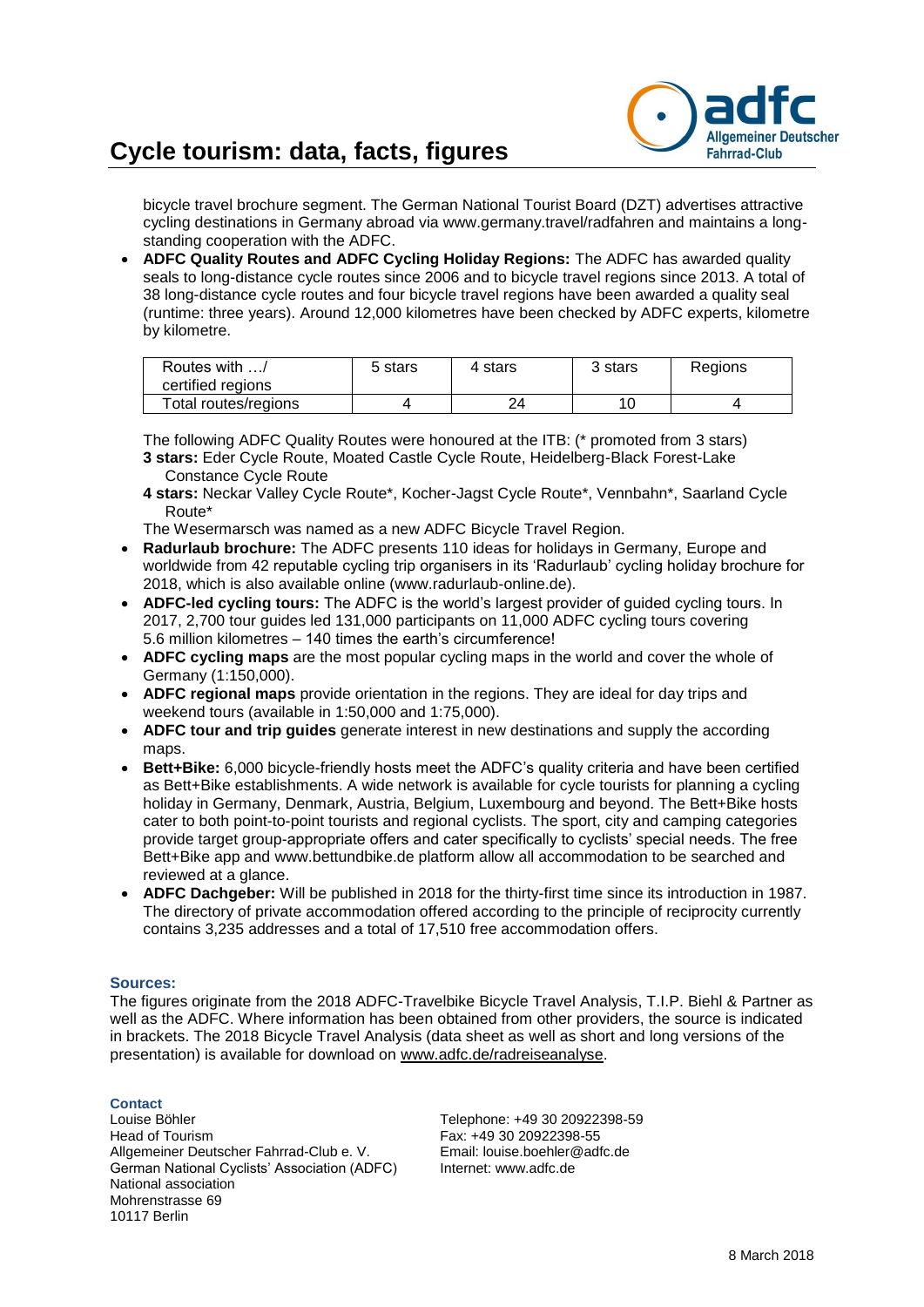bicycle travel brochure segment. The German National Tourist Board (DZT) advertises attractive cycling destinations in Germany abroad via www.germany.travel/radfahren and maintains a long-standing cooperation with the ADFC.

- **ADFC Quality Routes and ADFC Cycling Holiday Regions:** The ADFC has awarded quality seals to long-distance cycle routes since 2006 and to bicycle travel regions since 2013. A total of 38 long-distance cycle routes and four bicycle travel regions have been awarded a quality seal (runtime: three years). Around 12,000 kilometres have been checked by ADFC experts, kilometre by kilometre.

| Routes with …/ certified regions | 5 stars | 4 stars | 3 stars | Regions |
|---|---|---|---|---|
| Total routes/regions | 4 | 24 | 10 | 4 |

The following ADFC Quality Routes were honoured at the ITB: (* promoted from 3 stars)
**3 stars:** Eder Cycle Route, Moated Castle Cycle Route, Heidelberg-Black Forest-Lake Constance Cycle Route
**4 stars:** Neckar Valley Cycle Route*, Kocher-Jagst Cycle Route*, Vennbahn*, Saarland Cycle Route*
The Wesermarsch was named as a new ADFC Bicycle Travel Region.

- **Radurlaub brochure:** The ADFC presents 110 ideas for holidays in Germany, Europe and worldwide from 42 reputable cycling trip organisers in its 'Radurlaub' cycling holiday brochure for 2018, which is also available online (www.radurlaub-online.de).
- **ADFC-led cycling tours:** The ADFC is the world's largest provider of guided cycling tours. In 2017, 2,700 tour guides led 131,000 participants on 11,000 ADFC cycling tours covering 5.6 million kilometres – 140 times the earth's circumference!
- **ADFC cycling maps** are the most popular cycling maps in the world and cover the whole of Germany (1:150,000).
- **ADFC regional maps** provide orientation in the regions. They are ideal for day trips and weekend tours (available in 1:50,000 and 1:75,000).
- **ADFC tour and trip guides** generate interest in new destinations and supply the according maps.
- **Bett+Bike:** 6,000 bicycle-friendly hosts meet the ADFC's quality criteria and have been certified as Bett+Bike establishments. A wide network is available for cycle tourists for planning a cycling holiday in Germany, Denmark, Austria, Belgium, Luxembourg and beyond. The Bett+Bike hosts cater to both point-to-point tourists and regional cyclists. The sport, city and camping categories provide target group-appropriate offers and cater specifically to cyclists' special needs. The free Bett+Bike app and www.bettundbike.de platform allow all accommodation to be searched and reviewed at a glance.
- **ADFC Dachgeber:** Will be published in 2018 for the thirty-first time since its introduction in 1987. The directory of private accommodation offered according to the principle of reciprocity currently contains 3,235 addresses and a total of 17,510 free accommodation offers.

**Sources:**
The figures originate from the 2018 ADFC-Travelbike Bicycle Travel Analysis, T.I.P. Biehl & Partner as well as the ADFC. Where information has been obtained from other providers, the source is indicated in brackets. The 2018 Bicycle Travel Analysis (data sheet as well as short and long versions of the presentation) is available for download on www.adfc.de/radreiseanalyse.

**Contact**
Louise Böhler
Head of Tourism
Allgemeiner Deutscher Fahrrad-Club e. V.
German National Cyclists' Association (ADFC)
National association
Mohrenstrasse 69
10117 Berlin

Telephone: +49 30 20922398-59
Fax: +49 30 20922398-55
Email: louise.boehler@adfc.de
Internet: www.adfc.de

8 March 2018